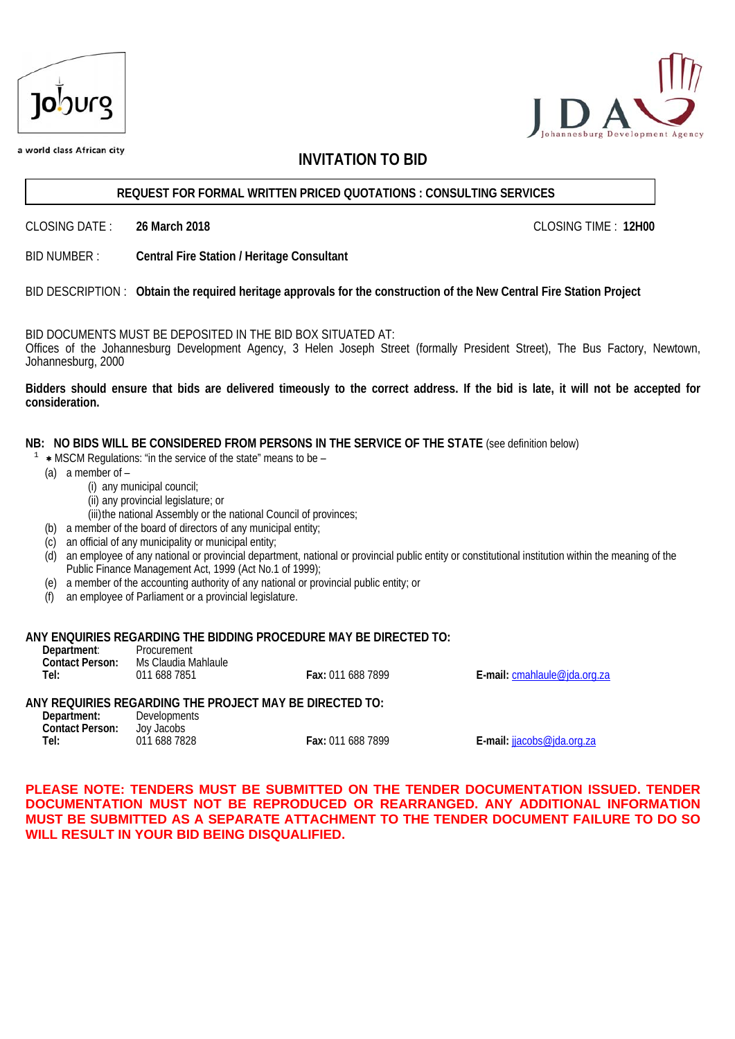a world class African city

# INVITATION TO BID

**REQUEST FOR FORMAL WRITTEN PRICED QUOTATIONS : CONSULTING SERVICES**

CLOSING DATE : **26 March 2018** CLOSING TIME : **12H00**

BID NUMBER : **Central Fire Station / Heritage Consultant**

BID DESCRIPTION : **Obtain the required heritage approvals for the construction of the New Central Fire Station Project**

BID DOCUMENTS MUST BE DEPOSITED IN THE BID BOX SITUATED AT:
Offices of the Johannesburg Development Agency, 3 Helen Joseph Street (formally President Street), The Bus Factory, Newtown, Johannesburg, 2000

**Bidders should ensure that bids are delivered timeously to the correct address. If the bid is late, it will not be accepted for consideration.**

**NB: NO BIDS WILL BE CONSIDERED FROM PERSONS IN THE SERVICE OF THE STATE** (see definition below)

[1] ∗ MSCM Regulations: "in the service of the state" means to be –

(a) a member of –
  (i) any municipal council;
  (ii) any provincial legislature; or
  (iii) the national Assembly or the national Council of provinces;
(b) a member of the board of directors of any municipal entity;
(c) an official of any municipality or municipal entity;
(d) an employee of any national or provincial department, national or provincial public entity or constitutional institution within the meaning of the Public Finance Management Act, 1999 (Act No.1 of 1999);
(e) a member of the accounting authority of any national or provincial public entity; or
(f) an employee of Parliament or a provincial legislature.

**ANY ENQUIRIES REGARDING THE BIDDING PROCEDURE MAY BE DIRECTED TO:**

**Department**: Procurement
**Contact Person:** Ms Claudia Mahlaule
**Tel:** 011 688 7851 **Fax:** 011 688 7899 **E-mail:** cmahlaule@jda.org.za

**ANY REQUIRIES REGARDING THE PROJECT MAY BE DIRECTED TO:**

**Department:** Developments
**Contact Person:** Joy Jacobs
**Tel:** 011 688 7828 **Fax:** 011 688 7899 **E-mail:** jjacobs@jda.org.za

**PLEASE NOTE: TENDERS MUST BE SUBMITTED ON THE TENDER DOCUMENTATION ISSUED. TENDER DOCUMENTATION MUST NOT BE REPRODUCED OR REARRANGED. ANY ADDITIONAL INFORMATION MUST BE SUBMITTED AS A SEPARATE ATTACHMENT TO THE TENDER DOCUMENT FAILURE TO DO SO WILL RESULT IN YOUR BID BEING DISQUALIFIED.**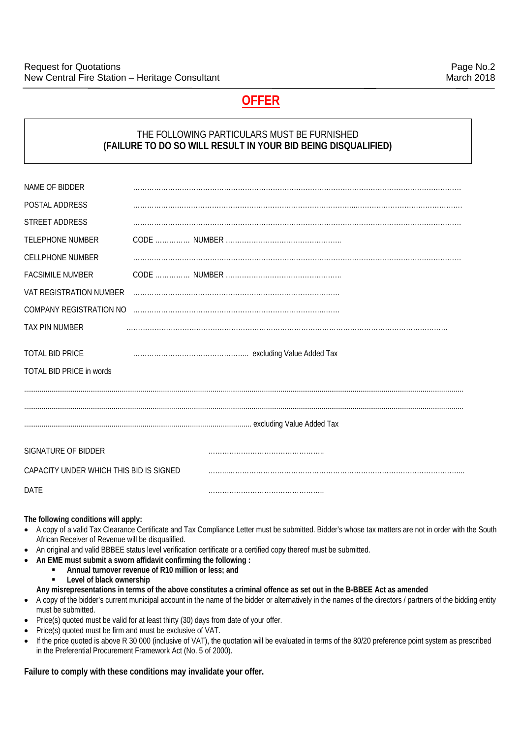# OFFER

THE FOLLOWING PARTICULARS MUST BE FURNISHED
**(FAILURE TO DO SO WILL RESULT IN YOUR BID BEING DISQUALIFIED)**

NAME OF BIDDER ……………………………………………………………………………………………………………

POSTAL ADDRESS ……………………………………………………………………………………………………………

STREET ADDRESS ……………………………………………………………………………………………………………

TELEPHONE NUMBER CODE …………… NUMBER …………………………………………..

CELLPHONE NUMBER ……………………………………………………………………………………………………………

FACSIMILE NUMBER CODE …………… NUMBER …………………………………………..

VAT REGISTRATION NUMBER ……………………………………………………………………………

COMPANY REGISTRATION NO ……………………………………………………………………………

TAX PIN NUMBER ……………………………………………………………………………………………………………

TOTAL BID PRICE …………………………………………. excluding Value Added Tax

TOTAL BID PRICE in words

……………………………………………………………………………………………………………………………………

……………………………………………………………………………………………………………………………………

…………………………………………………………………………… excluding Value Added Tax

SIGNATURE OF BIDDER …………………………………………..

CAPACITY UNDER WHICH THIS BID IS SIGNED ……………………………………………………………………………………

DATE …………………………………………..

**The following conditions will apply:**

- A copy of a valid Tax Clearance Certificate and Tax Compliance Letter must be submitted. Bidder's whose tax matters are not in order with the South African Receiver of Revenue will be disqualified.
- An original and valid BBBEE status level verification certificate or a certified copy thereof must be submitted.
- **An EME must submit a sworn affidavit confirming the following :**
  - **Annual turnover revenue of R10 million or less; and**
  - **Level of black ownership**

  **Any misrepresentations in terms of the above constitutes a criminal offence as set out in the B-BBEE Act as amended**
- A copy of the bidder's current municipal account in the name of the bidder or alternatively in the names of the directors / partners of the bidding entity must be submitted.
- Price(s) quoted must be valid for at least thirty (30) days from date of your offer.
- Price(s) quoted must be firm and must be exclusive of VAT.
- If the price quoted is above R 30 000 (inclusive of VAT), the quotation will be evaluated in terms of the 80/20 preference point system as prescribed in the Preferential Procurement Framework Act (No. 5 of 2000).

**Failure to comply with these conditions may invalidate your offer.**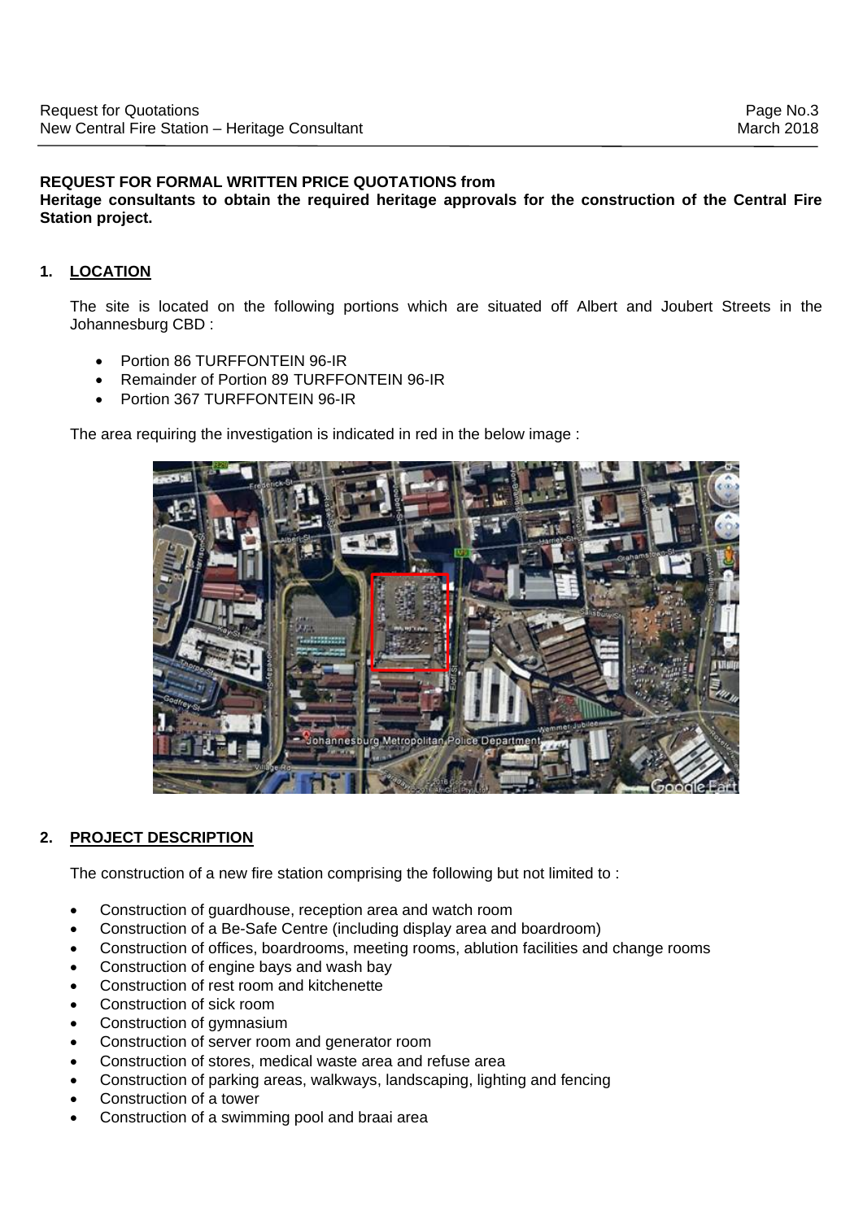**REQUEST FOR FORMAL WRITTEN PRICE QUOTATIONS from**
**Heritage consultants to obtain the required heritage approvals for the construction of the Central Fire Station project.**

## 1. LOCATION

The site is located on the following portions which are situated off Albert and Joubert Streets in the Johannesburg CBD :

- Portion 86 TURFFONTEIN 96-IR
- Remainder of Portion 89 TURFFONTEIN 96-IR
- Portion 367 TURFFONTEIN 96-IR

The area requiring the investigation is indicated in red in the below image :

## 2. PROJECT DESCRIPTION

The construction of a new fire station comprising the following but not limited to :

- Construction of guardhouse, reception area and watch room
- Construction of a Be-Safe Centre (including display area and boardroom)
- Construction of offices, boardrooms, meeting rooms, ablution facilities and change rooms
- Construction of engine bays and wash bay
- Construction of rest room and kitchenette
- Construction of sick room
- Construction of gymnasium
- Construction of server room and generator room
- Construction of stores, medical waste area and refuse area
- Construction of parking areas, walkways, landscaping, lighting and fencing
- Construction of a tower
- Construction of a swimming pool and braai area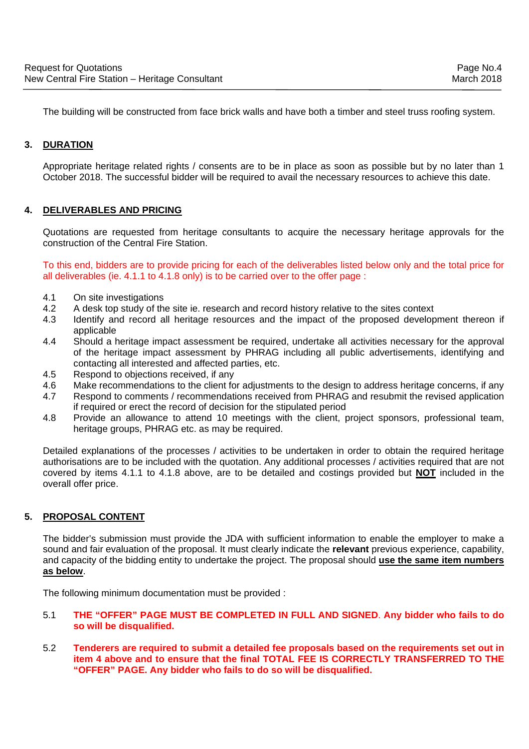The building will be constructed from face brick walls and have both a timber and steel truss roofing system.

## 3. DURATION

Appropriate heritage related rights / consents are to be in place as soon as possible but by no later than 1 October 2018. The successful bidder will be required to avail the necessary resources to achieve this date.

## 4. DELIVERABLES AND PRICING

Quotations are requested from heritage consultants to acquire the necessary heritage approvals for the construction of the Central Fire Station.

To this end, bidders are to provide pricing for each of the deliverables listed below only and the total price for all deliverables (ie. 4.1.1 to 4.1.8 only) is to be carried over to the offer page :

- 4.1 On site investigations
- 4.2 A desk top study of the site ie. research and record history relative to the sites context
- 4.3 Identify and record all heritage resources and the impact of the proposed development thereon if applicable
- 4.4 Should a heritage impact assessment be required, undertake all activities necessary for the approval of the heritage impact assessment by PHRAG including all public advertisements, identifying and contacting all interested and affected parties, etc.
- 4.5 Respond to objections received, if any
- 4.6 Make recommendations to the client for adjustments to the design to address heritage concerns, if any
- 4.7 Respond to comments / recommendations received from PHRAG and resubmit the revised application if required or erect the record of decision for the stipulated period
- 4.8 Provide an allowance to attend 10 meetings with the client, project sponsors, professional team, heritage groups, PHRAG etc. as may be required.

Detailed explanations of the processes / activities to be undertaken in order to obtain the required heritage authorisations are to be included with the quotation. Any additional processes / activities required that are not covered by items 4.1.1 to 4.1.8 above, are to be detailed and costings provided but **NOT** included in the overall offer price.

## 5. PROPOSAL CONTENT

The bidder's submission must provide the JDA with sufficient information to enable the employer to make a sound and fair evaluation of the proposal. It must clearly indicate the **relevant** previous experience, capability, and capacity of the bidding entity to undertake the project. The proposal should **use the same item numbers as below**.

The following minimum documentation must be provided :

5.1 **THE "OFFER" PAGE MUST BE COMPLETED IN FULL AND SIGNED**. **Any bidder who fails to do so will be disqualified.**

5.2 **Tenderers are required to submit a detailed fee proposals based on the requirements set out in item 4 above and to ensure that the final TOTAL FEE IS CORRECTLY TRANSFERRED TO THE "OFFER" PAGE. Any bidder who fails to do so will be disqualified.**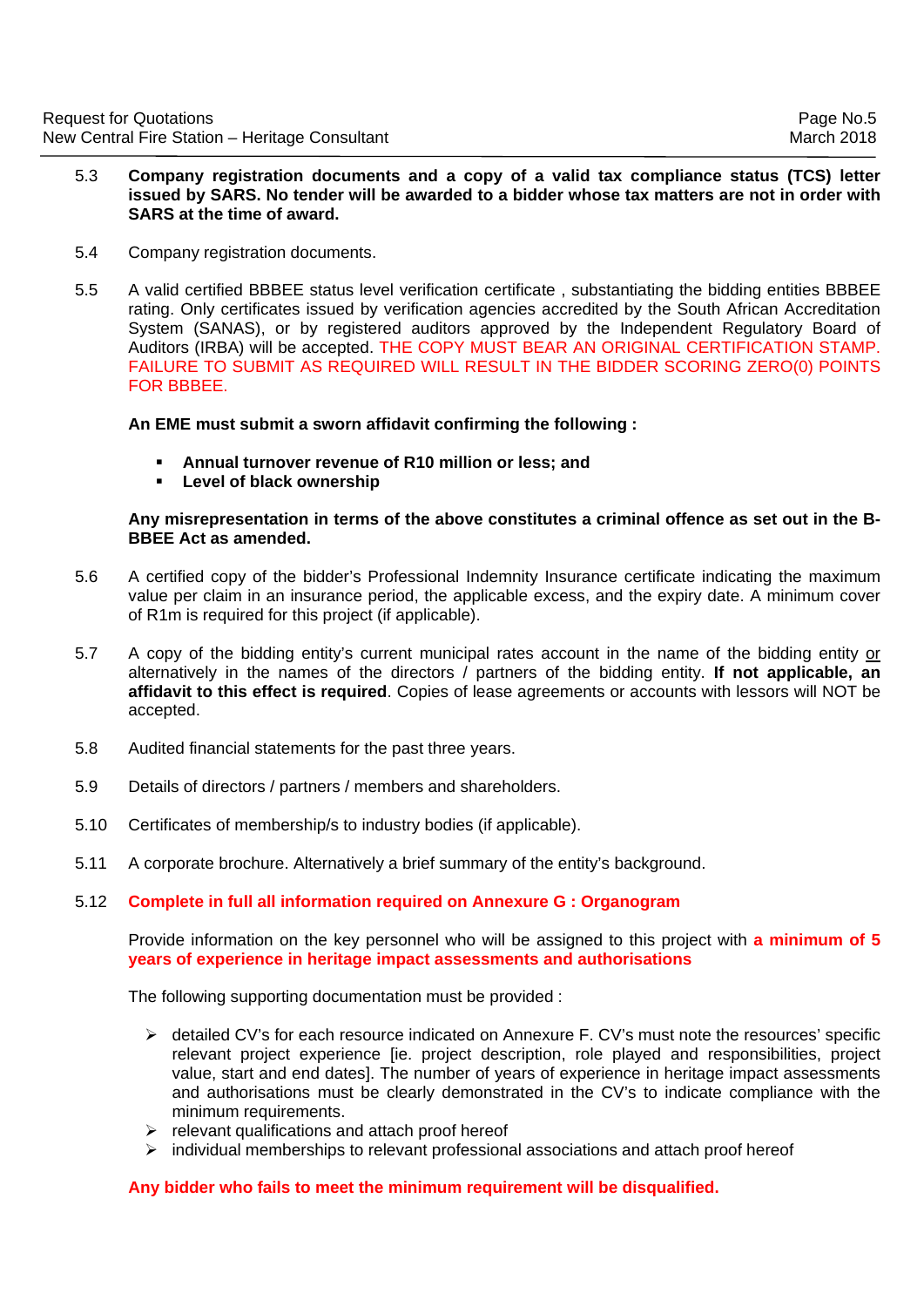5.3 **Company registration documents and a copy of a valid tax compliance status (TCS) letter issued by SARS. No tender will be awarded to a bidder whose tax matters are not in order with SARS at the time of award.**

5.4 Company registration documents.

5.5 A valid certified BBBEE status level verification certificate , substantiating the bidding entities BBBEE rating. Only certificates issued by verification agencies accredited by the South African Accreditation System (SANAS), or by registered auditors approved by the Independent Regulatory Board of Auditors (IRBA) will be accepted. THE COPY MUST BEAR AN ORIGINAL CERTIFICATION STAMP. FAILURE TO SUBMIT AS REQUIRED WILL RESULT IN THE BIDDER SCORING ZERO(0) POINTS FOR BBBEE.

**An EME must submit a sworn affidavit confirming the following :**

- **Annual turnover revenue of R10 million or less; and**
- **Level of black ownership**

**Any misrepresentation in terms of the above constitutes a criminal offence as set out in the B-BBEE Act as amended.**

5.6 A certified copy of the bidder's Professional Indemnity Insurance certificate indicating the maximum value per claim in an insurance period, the applicable excess, and the expiry date. A minimum cover of R1m is required for this project (if applicable).

5.7 A copy of the bidding entity's current municipal rates account in the name of the bidding entity or alternatively in the names of the directors / partners of the bidding entity. **If not applicable, an affidavit to this effect is required**. Copies of lease agreements or accounts with lessors will NOT be accepted.

5.8 Audited financial statements for the past three years.

5.9 Details of directors / partners / members and shareholders.

5.10 Certificates of membership/s to industry bodies (if applicable).

5.11 A corporate brochure. Alternatively a brief summary of the entity's background.

5.12 **Complete in full all information required on Annexure G : Organogram**

Provide information on the key personnel who will be assigned to this project with **a minimum of 5 years of experience in heritage impact assessments and authorisations**

The following supporting documentation must be provided :

- detailed CV's for each resource indicated on Annexure F. CV's must note the resources' specific relevant project experience [ie. project description, role played and responsibilities, project value, start and end dates]. The number of years of experience in heritage impact assessments and authorisations must be clearly demonstrated in the CV's to indicate compliance with the minimum requirements.
- relevant qualifications and attach proof hereof
- individual memberships to relevant professional associations and attach proof hereof

**Any bidder who fails to meet the minimum requirement will be disqualified.**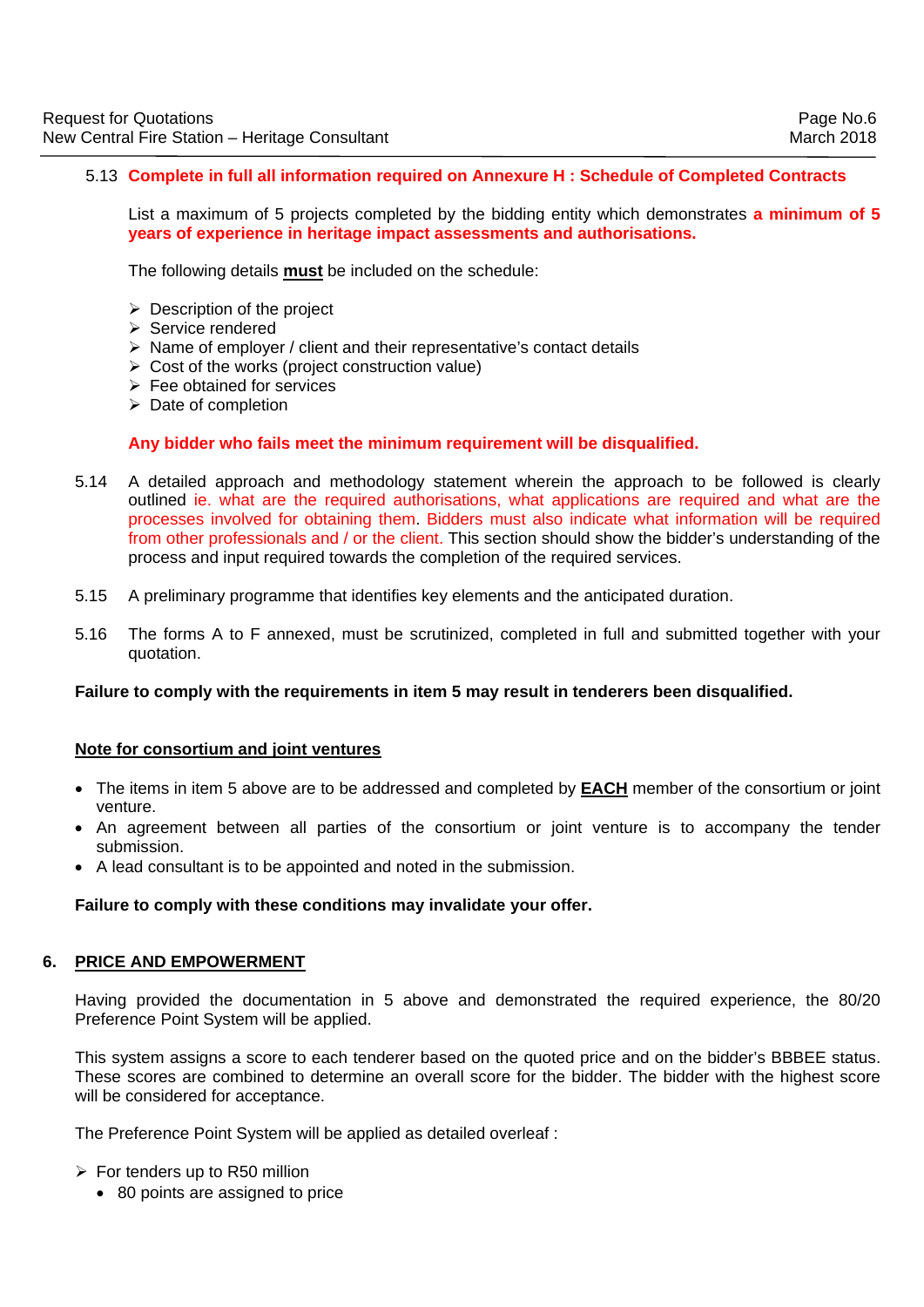5.13 **Complete in full all information required on Annexure H : Schedule of Completed Contracts**

List a maximum of 5 projects completed by the bidding entity which demonstrates **a minimum of 5 years of experience in heritage impact assessments and authorisations.**

The following details **must** be included on the schedule:

- Description of the project
- Service rendered
- Name of employer / client and their representative's contact details
- Cost of the works (project construction value)
- Fee obtained for services
- Date of completion

**Any bidder who fails meet the minimum requirement will be disqualified.**

5.14 A detailed approach and methodology statement wherein the approach to be followed is clearly outlined ie. what are the required authorisations, what applications are required and what are the processes involved for obtaining them. Bidders must also indicate what information will be required from other professionals and / or the client. This section should show the bidder's understanding of the process and input required towards the completion of the required services.

5.15 A preliminary programme that identifies key elements and the anticipated duration.

5.16 The forms A to F annexed, must be scrutinized, completed in full and submitted together with your quotation.

**Failure to comply with the requirements in item 5 may result in tenderers been disqualified.**

**Note for consortium and joint ventures**

- The items in item 5 above are to be addressed and completed by **EACH** member of the consortium or joint venture.
- An agreement between all parties of the consortium or joint venture is to accompany the tender submission.
- A lead consultant is to be appointed and noted in the submission.

**Failure to comply with these conditions may invalidate your offer.**

## 6. PRICE AND EMPOWERMENT

Having provided the documentation in 5 above and demonstrated the required experience, the 80/20 Preference Point System will be applied.

This system assigns a score to each tenderer based on the quoted price and on the bidder's BBBEE status. These scores are combined to determine an overall score for the bidder. The bidder with the highest score will be considered for acceptance.

The Preference Point System will be applied as detailed overleaf :

- For tenders up to R50 million
  - 80 points are assigned to price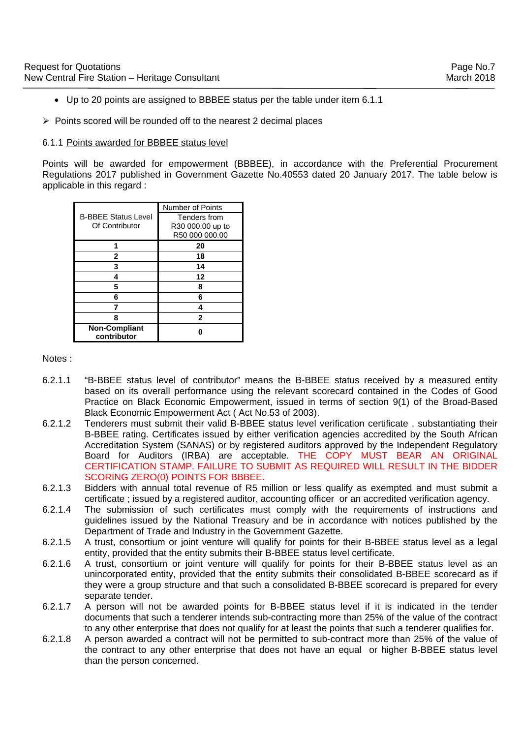- Up to 20 points are assigned to BBBEE status per the table under item 6.1.1

➢ Points scored will be rounded off to the nearest 2 decimal places

6.1.1 Points awarded for BBBEE status level

Points will be awarded for empowerment (BBBEE), in accordance with the Preferential Procurement Regulations 2017 published in Government Gazette No.40553 dated 20 January 2017. The table below is applicable in this regard :

| B-BBEE Status Level Of Contributor | Number of Points<br>Tenders from R30 000.00 up to R50 000 000.00 |
|---|---|
| **1** | **20** |
| **2** | **18** |
| **3** | **14** |
| **4** | **12** |
| **5** | **8** |
| **6** | **6** |
| **7** | **4** |
| **8** | **2** |
| **Non-Compliant contributor** | **0** |

Notes :

6.2.1.1 "B-BBEE status level of contributor" means the B-BBEE status received by a measured entity based on its overall performance using the relevant scorecard contained in the Codes of Good Practice on Black Economic Empowerment, issued in terms of section 9(1) of the Broad-Based Black Economic Empowerment Act ( Act No.53 of 2003).

6.2.1.2 Tenderers must submit their valid B-BBEE status level verification certificate , substantiating their B-BBEE rating. Certificates issued by either verification agencies accredited by the South African Accreditation System (SANAS) or by registered auditors approved by the Independent Regulatory Board for Auditors (IRBA) are acceptable. THE COPY MUST BEAR AN ORIGINAL CERTIFICATION STAMP. FAILURE TO SUBMIT AS REQUIRED WILL RESULT IN THE BIDDER SCORING ZERO(0) POINTS FOR BBBEE.

6.2.1.3 Bidders with annual total revenue of R5 million or less qualify as exempted and must submit a certificate ; issued by a registered auditor, accounting officer or an accredited verification agency.

6.2.1.4 The submission of such certificates must comply with the requirements of instructions and guidelines issued by the National Treasury and be in accordance with notices published by the Department of Trade and Industry in the Government Gazette.

6.2.1.5 A trust, consortium or joint venture will qualify for points for their B-BBEE status level as a legal entity, provided that the entity submits their B-BBEE status level certificate.

6.2.1.6 A trust, consortium or joint venture will qualify for points for their B-BBEE status level as an unincorporated entity, provided that the entity submits their consolidated B-BBEE scorecard as if they were a group structure and that such a consolidated B-BBEE scorecard is prepared for every separate tender.

6.2.1.7 A person will not be awarded points for B-BBEE status level if it is indicated in the tender documents that such a tenderer intends sub-contracting more than 25% of the value of the contract to any other enterprise that does not qualify for at least the points that such a tenderer qualifies for.

6.2.1.8 A person awarded a contract will not be permitted to sub-contract more than 25% of the value of the contract to any other enterprise that does not have an equal or higher B-BBEE status level than the person concerned.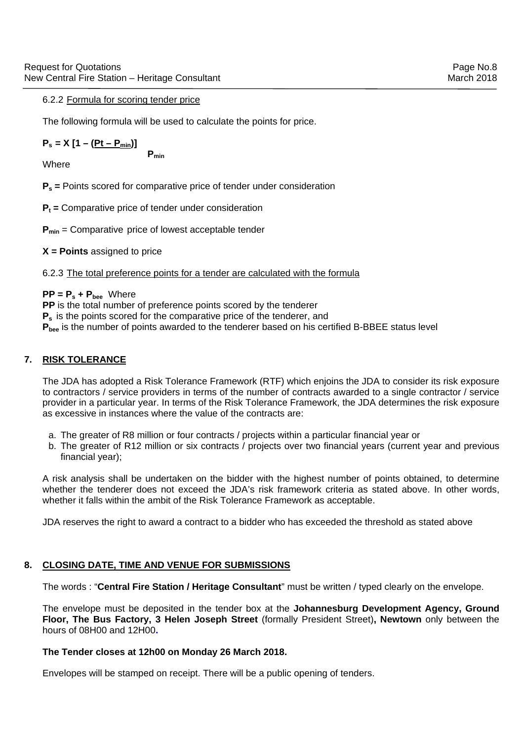6.2.2 Formula for scoring tender price

The following formula will be used to calculate the points for price.

$$P_s = X \left[1 - \frac{(Pt - P_{min})}{P_{min}}\right]$$

Where

**$P_s$ =** Points scored for comparative price of tender under consideration

**$P_t$ =** Comparative price of tender under consideration

**$P_{min}$** = Comparative price of lowest acceptable tender

**X = Points** assigned to price

6.2.3 The total preference points for a tender are calculated with the formula

**$PP = P_s + P_{bee}$** Where
**PP** is the total number of preference points scored by the tenderer
**$P_s$** is the points scored for the comparative price of the tenderer, and
**$P_{bee}$** is the number of points awarded to the tenderer based on his certified B-BBEE status level

## 7. RISK TOLERANCE

The JDA has adopted a Risk Tolerance Framework (RTF) which enjoins the JDA to consider its risk exposure to contractors / service providers in terms of the number of contracts awarded to a single contractor / service provider in a particular year. In terms of the Risk Tolerance Framework, the JDA determines the risk exposure as excessive in instances where the value of the contracts are:

a. The greater of R8 million or four contracts / projects within a particular financial year or
b. The greater of R12 million or six contracts / projects over two financial years (current year and previous financial year);

A risk analysis shall be undertaken on the bidder with the highest number of points obtained, to determine whether the tenderer does not exceed the JDA's risk framework criteria as stated above. In other words, whether it falls within the ambit of the Risk Tolerance Framework as acceptable.

JDA reserves the right to award a contract to a bidder who has exceeded the threshold as stated above

## 8. CLOSING DATE, TIME AND VENUE FOR SUBMISSIONS

The words : "**Central Fire Station / Heritage Consultant**" must be written / typed clearly on the envelope.

The envelope must be deposited in the tender box at the **Johannesburg Development Agency, Ground Floor, The Bus Factory, 3 Helen Joseph Street** (formally President Street)**, Newtown** only between the hours of 08H00 and 12H00.

**The Tender closes at 12h00 on Monday 26 March 2018.**

Envelopes will be stamped on receipt. There will be a public opening of tenders.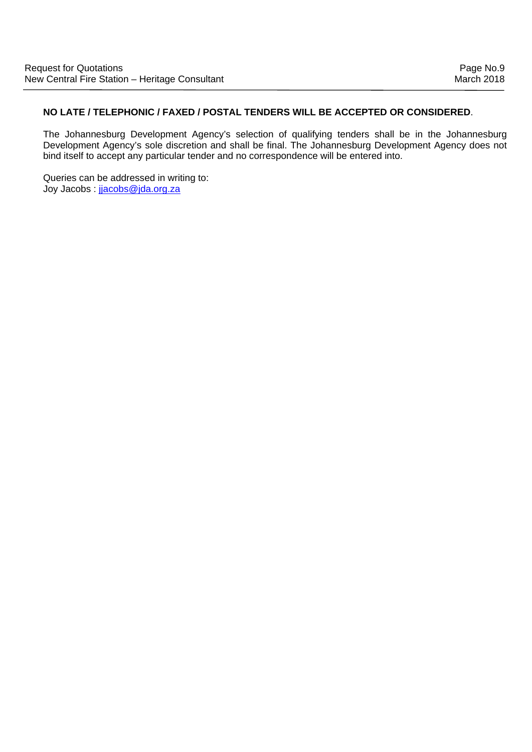**NO LATE / TELEPHONIC / FAXED / POSTAL TENDERS WILL BE ACCEPTED OR CONSIDERED**.

The Johannesburg Development Agency's selection of qualifying tenders shall be in the Johannesburg Development Agency's sole discretion and shall be final. The Johannesburg Development Agency does not bind itself to accept any particular tender and no correspondence will be entered into.

Queries can be addressed in writing to:
Joy Jacobs : jjacobs@jda.org.za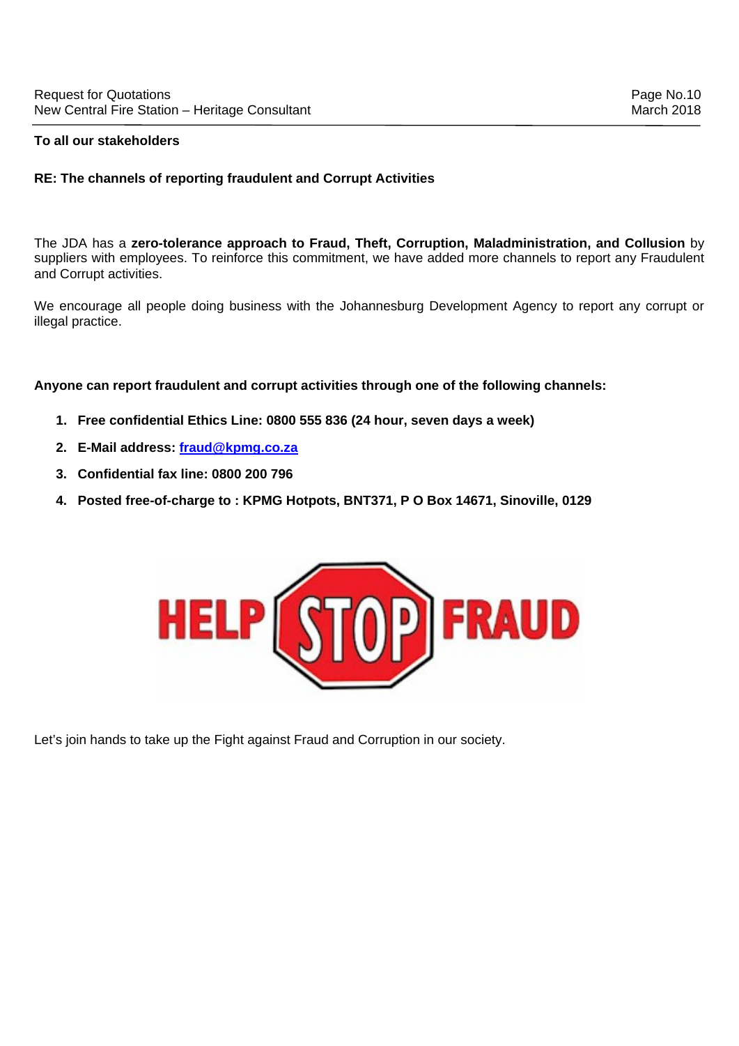**To all our stakeholders**

**RE: The channels of reporting fraudulent and Corrupt Activities**

The JDA has a **zero-tolerance approach to Fraud, Theft, Corruption, Maladministration, and Collusion** by suppliers with employees. To reinforce this commitment, we have added more channels to report any Fraudulent and Corrupt activities.

We encourage all people doing business with the Johannesburg Development Agency to report any corrupt or illegal practice.

**Anyone can report fraudulent and corrupt activities through one of the following channels:**

1. **Free confidential Ethics Line: 0800 555 836 (24 hour, seven days a week)**
2. **E-Mail address: fraud@kpmg.co.za**
3. **Confidential fax line: 0800 200 796**
4. **Posted free-of-charge to : KPMG Hotpots, BNT371, P O Box 14671, Sinoville, 0129**

HELP STOP FRAUD

Let's join hands to take up the Fight against Fraud and Corruption in our society.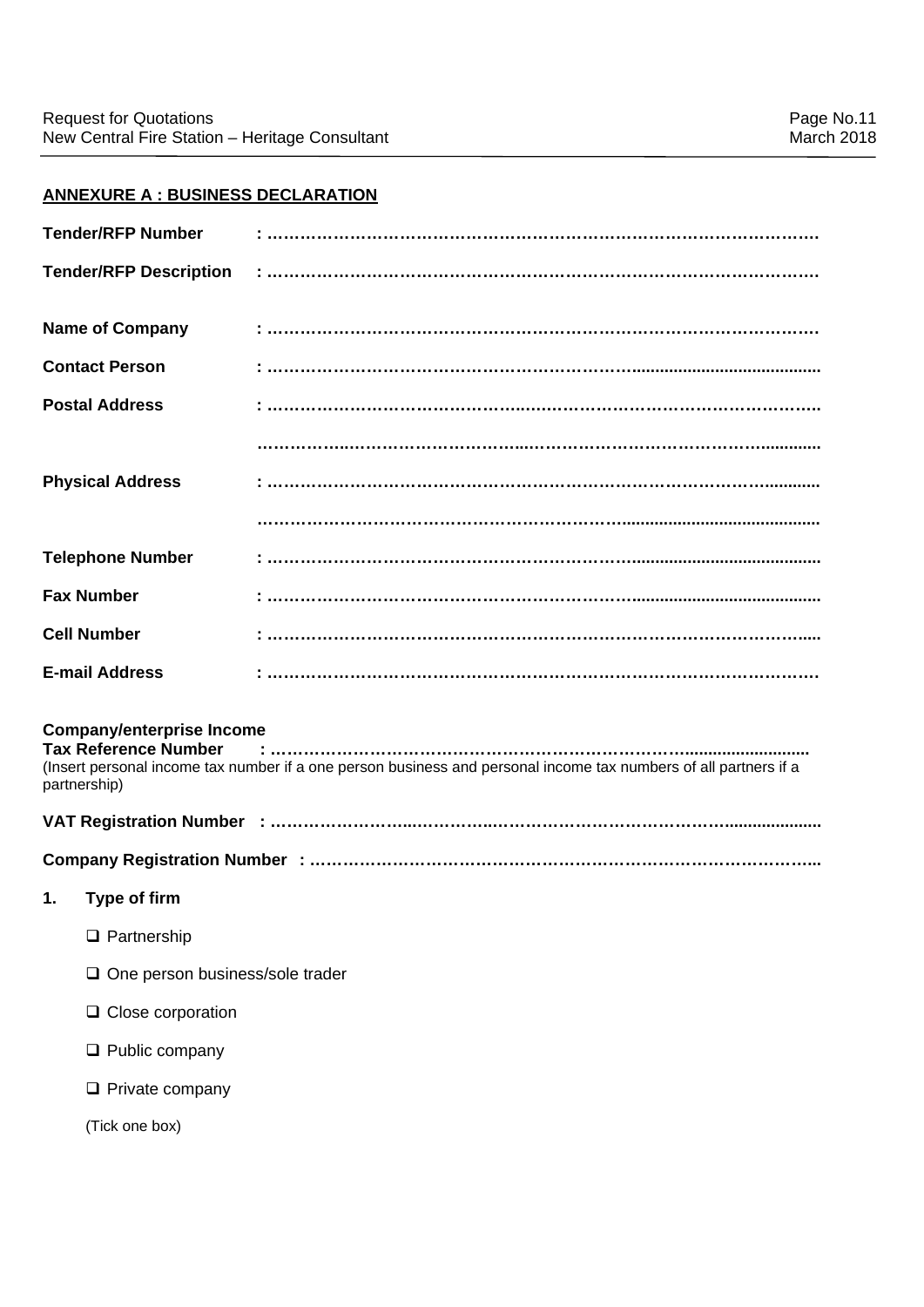## ANNEXURE A : BUSINESS DECLARATION

**Tender/RFP Number** : ………………………………………………………………………………………

**Tender/RFP Description** : ………………………………………………………………………………………

**Name of Company** : ………………………………………………………………………………………

**Contact Person** : ………………………………………………………………………………………

**Postal Address** : ………………………………………………………………………………………

………………………………………………………………………………………

**Physical Address** : ………………………………………………………………………………………

………………………………………………………………………………………

**Telephone Number** : ………………………………………………………………………………………

**Fax Number** : ………………………………………………………………………………………

**Cell Number** : ………………………………………………………………………………………

**E-mail Address** : ………………………………………………………………………………………

**Company/enterprise Income**
**Tax Reference Number** : ………………………………………………………………………………………
(Insert personal income tax number if a one person business and personal income tax numbers of all partners if a partnership)

**VAT Registration Number** : ………………………………………………………………………………………

**Company Registration Number** : ………………………………………………………………………………………

**1. Type of firm**

- ☐ Partnership
- ☐ One person business/sole trader
- ☐ Close corporation
- ☐ Public company
- ☐ Private company

(Tick one box)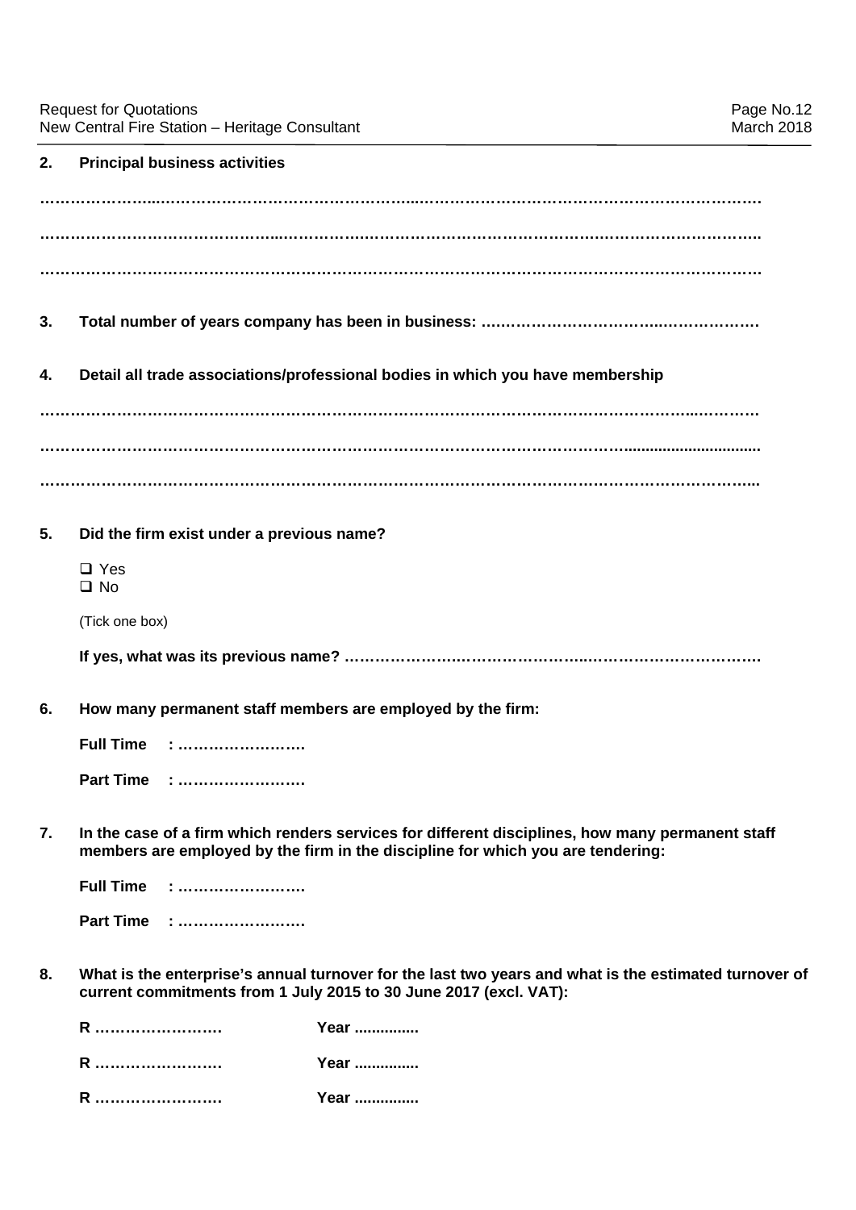**2. Principal business activities**

…………………………………………………………………………………………………………………………

…………………………………………………………………………………………………………………………

…………………………………………………………………………………………………………………………

**3. Total number of years company has been in business: ……………………………………………………**

**4. Detail all trade associations/professional bodies in which you have membership**

…………………………………………………………………………………………………………………………

…………………………………………………………………………………………………………………………

…………………………………………………………………………………………………………………………

**5. Did the firm exist under a previous name?**

❑ Yes
❑ No

(Tick one box)

**If yes, what was its previous name? ……………………………………………………………………………**

**6. How many permanent staff members are employed by the firm:**

**Full Time : …………………….**

**Part Time : …………………….**

**7. In the case of a firm which renders services for different disciplines, how many permanent staff members are employed by the firm in the discipline for which you are tendering:**

**Full Time : …………………….**

**Part Time : …………………….**

**8. What is the enterprise's annual turnover for the last two years and what is the estimated turnover of current commitments from 1 July 2015 to 30 June 2017 (excl. VAT):**

**R …………………….** **Year ...............**

**R …………………….** **Year ...............**

**R …………………….** **Year ...............**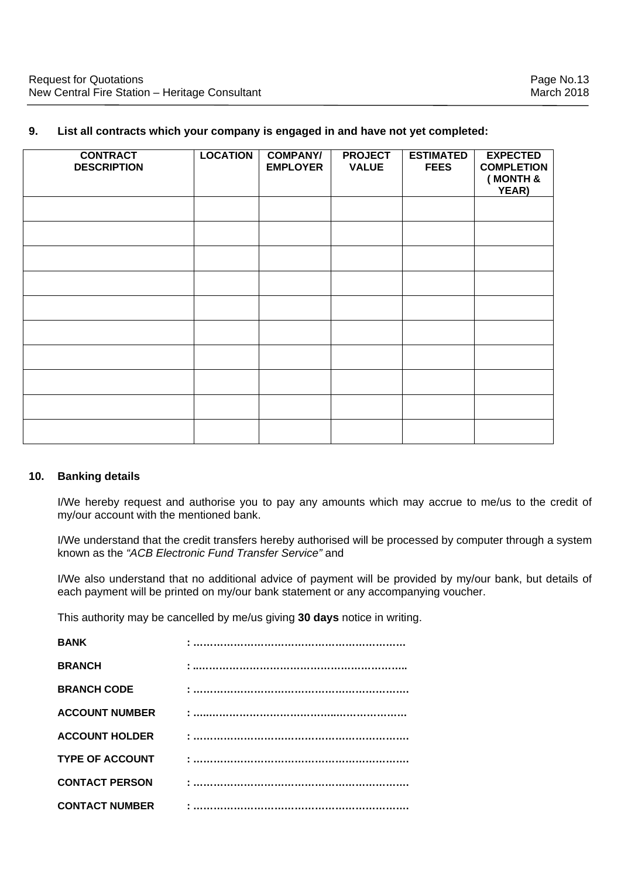**9. List all contracts which your company is engaged in and have not yet completed:**

| CONTRACT DESCRIPTION | LOCATION | COMPANY/ EMPLOYER | PROJECT VALUE | ESTIMATED FEES | EXPECTED COMPLETION ( MONTH & YEAR) |
|---|---|---|---|---|---|
| | | | | | |
| | | | | | |
| | | | | | |
| | | | | | |
| | | | | | |
| | | | | | |
| | | | | | |
| | | | | | |
| | | | | | |
| | | | | | |

**10. Banking details**

I/We hereby request and authorise you to pay any amounts which may accrue to me/us to the credit of my/our account with the mentioned bank.

I/We understand that the credit transfers hereby authorised will be processed by computer through a system known as the *"ACB Electronic Fund Transfer Service"* and

I/We also understand that no additional advice of payment will be provided by my/our bank, but details of each payment will be printed on my/our bank statement or any accompanying voucher.

This authority may be cancelled by me/us giving **30 days** notice in writing.

**BANK** : ……………………………………………………….

**BRANCH** : ……………………………………………………….

**BRANCH CODE** : ……………………………………………………….

**ACCOUNT NUMBER** : ……………………………………………………….

**ACCOUNT HOLDER** : ……………………………………………………….

**TYPE OF ACCOUNT** : ……………………………………………………….

**CONTACT PERSON** : ……………………………………………………….

**CONTACT NUMBER** : ……………………………………………………….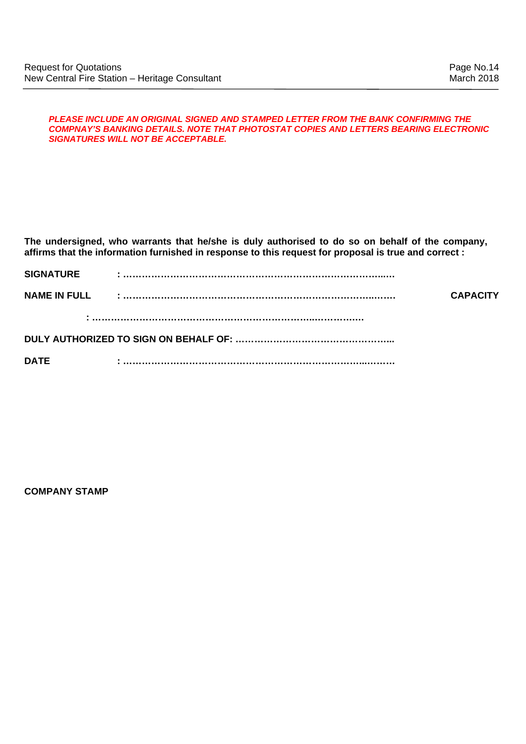***PLEASE INCLUDE AN ORIGINAL SIGNED AND STAMPED LETTER FROM THE BANK CONFIRMING THE COMPNAY'S BANKING DETAILS. NOTE THAT PHOTOSTAT COPIES AND LETTERS BEARING ELECTRONIC SIGNATURES WILL NOT BE ACCEPTABLE.***

**The undersigned, who warrants that he/she is duly authorised to do so on behalf of the company, affirms that the information furnished in response to this request for proposal is true and correct :**

**SIGNATURE : ……………………………………………………………………………..…**

**NAME IN FULL : ……………………………………………………………………..……**

**CAPACITY : ……………………………………………………………...…………..…**

**DULY AUTHORIZED TO SIGN ON BEHALF OF: …………………………………………..**

**DATE : …………………………………………………………………...………**

**COMPANY STAMP**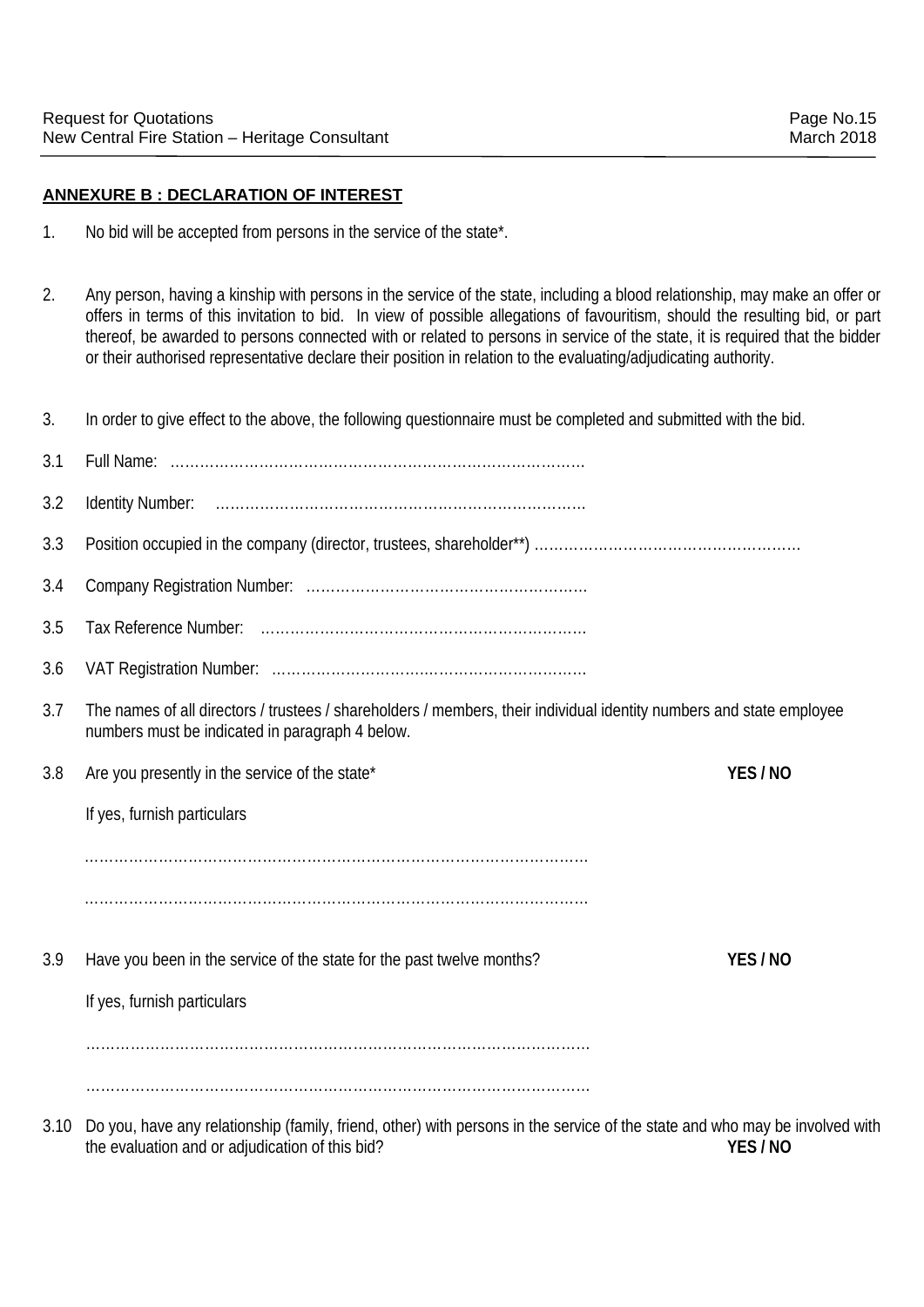## ANNEXURE B : DECLARATION OF INTEREST

1. No bid will be accepted from persons in the service of the state*.

2. Any person, having a kinship with persons in the service of the state, including a blood relationship, may make an offer or offers in terms of this invitation to bid. In view of possible allegations of favouritism, should the resulting bid, or part thereof, be awarded to persons connected with or related to persons in service of the state, it is required that the bidder or their authorised representative declare their position in relation to the evaluating/adjudicating authority.

3. In order to give effect to the above, the following questionnaire must be completed and submitted with the bid.

3.1 Full Name: ……………………………………………………………………………

3.2 Identity Number: ……………………………………………………………………

3.3 Position occupied in the company (director, trustees, shareholder**) ………………………………………………

3.4 Company Registration Number: …………………………………………………

3.5 Tax Reference Number: …………………………………………………………

3.6 VAT Registration Number: ………………………………………………………

3.7 The names of all directors / trustees / shareholders / members, their individual identity numbers and state employee numbers must be indicated in paragraph 4 below.

3.8 Are you presently in the service of the state* **YES / NO**

If yes, furnish particulars

…………………………………………………………………………………………

…………………………………………………………………………………………

3.9 Have you been in the service of the state for the past twelve months? **YES / NO**

If yes, furnish particulars

…………………………………………………………………………………………

…………………………………………………………………………………………

3.10 Do you, have any relationship (family, friend, other) with persons in the service of the state and who may be involved with the evaluation and or adjudication of this bid? **YES / NO**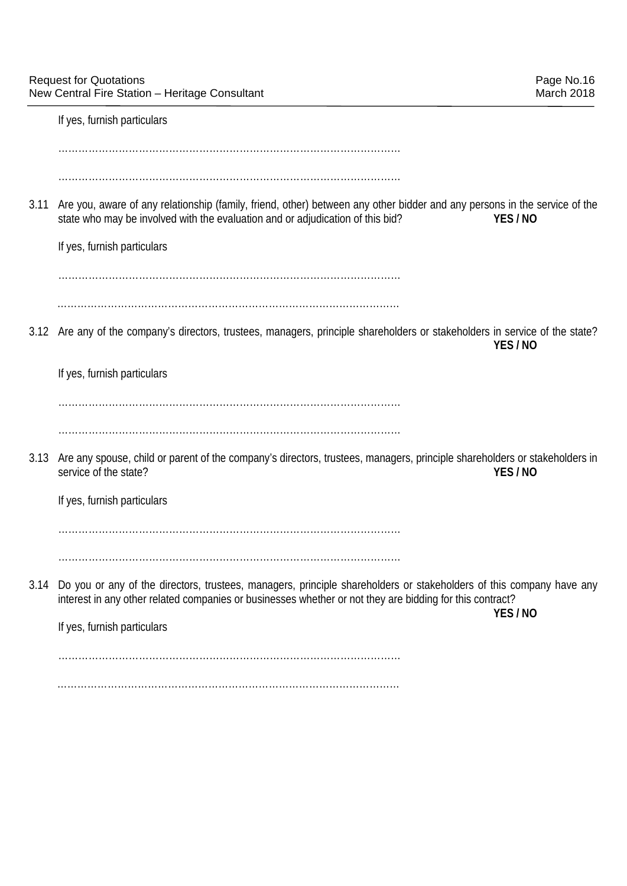If yes, furnish particulars

………………………………………………………………………………………….

………………………………………………………………………………………….

3.11 Are you, aware of any relationship (family, friend, other) between any other bidder and any persons in the service of the state who may be involved with the evaluation and or adjudication of this bid? **YES / NO**

If yes, furnish particulars

………………………………………………………………………………………….

………………………………………………………………………………………….

3.12 Are any of the company's directors, trustees, managers, principle shareholders or stakeholders in service of the state? **YES / NO**

If yes, furnish particulars

………………………………………………………………………………………….

………………………………………………………………………………………….

3.13 Are any spouse, child or parent of the company's directors, trustees, managers, principle shareholders or stakeholders in service of the state? **YES / NO**

If yes, furnish particulars

………………………………………………………………………………………….

………………………………………………………………………………………….

3.14 Do you or any of the directors, trustees, managers, principle shareholders or stakeholders of this company have any interest in any other related companies or businesses whether or not they are bidding for this contract? **YES / NO**

If yes, furnish particulars

………………………………………………………………………………………….

………………………………………………………………………………………….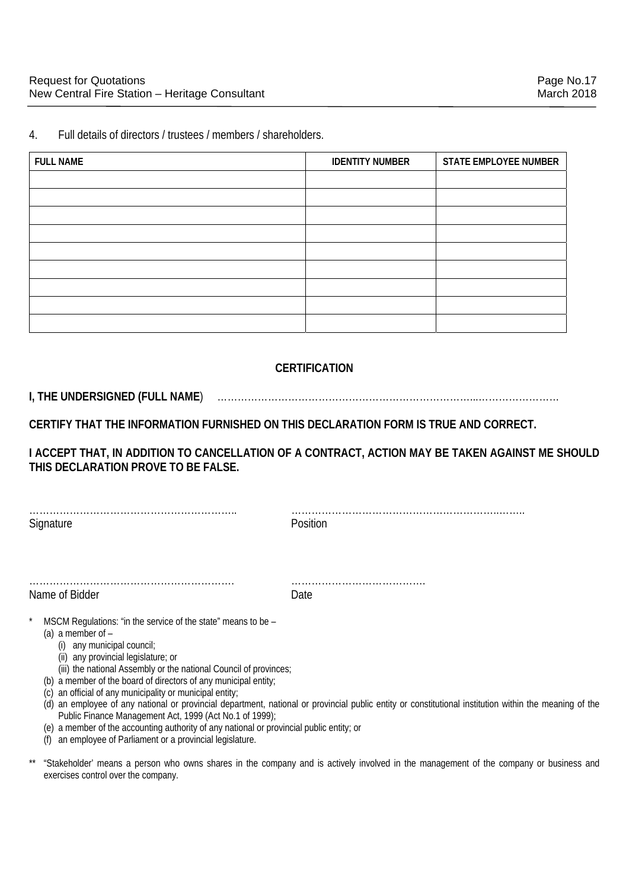4. Full details of directors / trustees / members / shareholders.

| FULL NAME | IDENTITY NUMBER | STATE EMPLOYEE NUMBER |
|---|---|---|
| | | |
| | | |
| | | |
| | | |
| | | |
| | | |
| | | |
| | | |
| | | |

## CERTIFICATION

**I, THE UNDERSIGNED (FULL NAME**) ……………………………………………………………………...…………………….

**CERTIFY THAT THE INFORMATION FURNISHED ON THIS DECLARATION FORM IS TRUE AND CORRECT.**

**I ACCEPT THAT, IN ADDITION TO CANCELLATION OF A CONTRACT, ACTION MAY BE TAKEN AGAINST ME SHOULD THIS DECLARATION PROVE TO BE FALSE.**

……………………………………………………..  
Signature

…………………………………………………….……..  
Position

…………………………………………………….  
Name of Bidder

………………………………….  
Date

\* MSCM Regulations: "in the service of the state" means to be –
- (a) a member of –
  - (i) any municipal council;
  - (ii) any provincial legislature; or
  - (iii) the national Assembly or the national Council of provinces;
- (b) a member of the board of directors of any municipal entity;
- (c) an official of any municipality or municipal entity;
- (d) an employee of any national or provincial department, national or provincial public entity or constitutional institution within the meaning of the Public Finance Management Act, 1999 (Act No.1 of 1999);
- (e) a member of the accounting authority of any national or provincial public entity; or
- (f) an employee of Parliament or a provincial legislature.

\*\* "Stakeholder' means a person who owns shares in the company and is actively involved in the management of the company or business and exercises control over the company.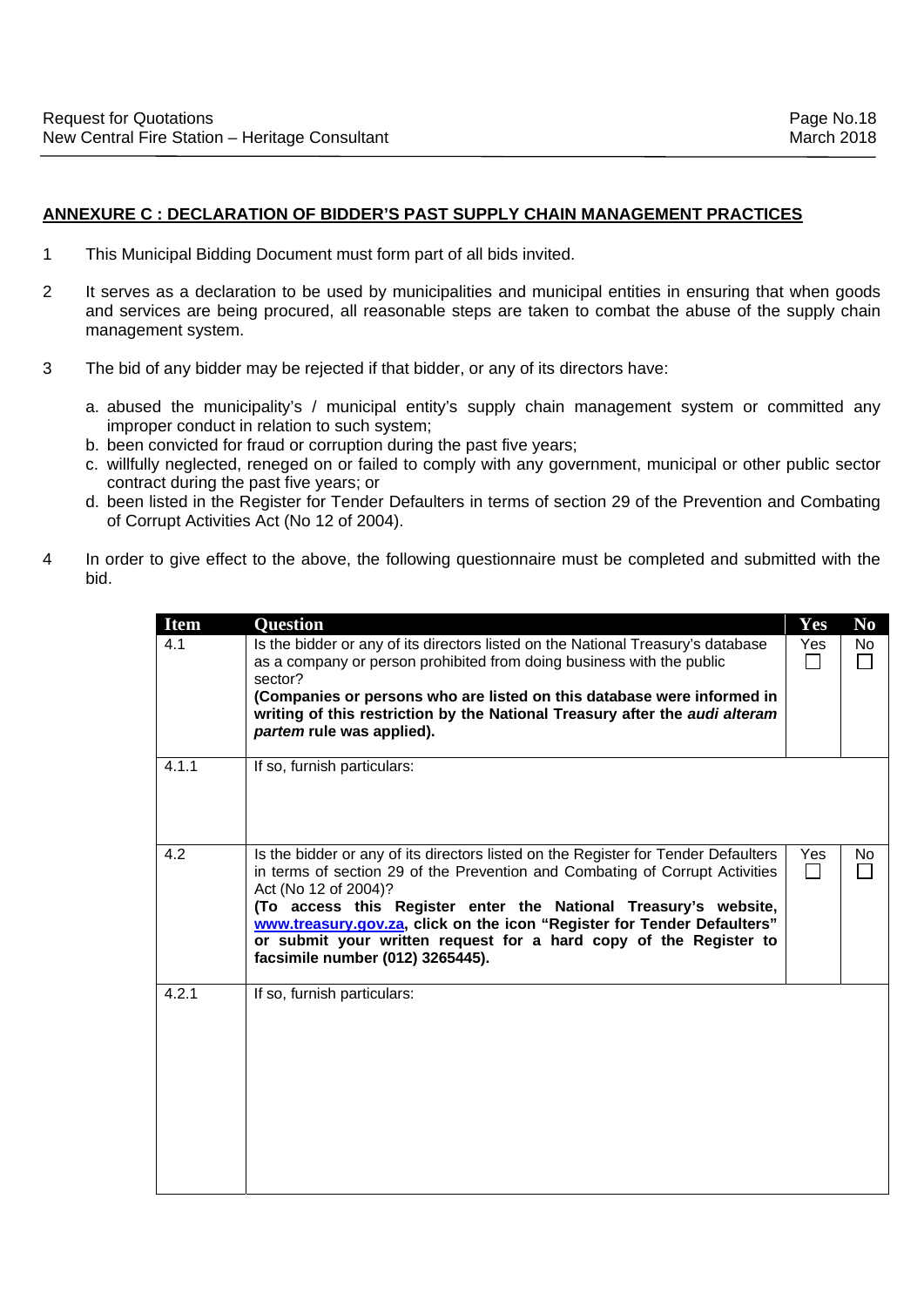## ANNEXURE C : DECLARATION OF BIDDER'S PAST SUPPLY CHAIN MANAGEMENT PRACTICES

1. This Municipal Bidding Document must form part of all bids invited.

2. It serves as a declaration to be used by municipalities and municipal entities in ensuring that when goods and services are being procured, all reasonable steps are taken to combat the abuse of the supply chain management system.

3. The bid of any bidder may be rejected if that bidder, or any of its directors have:

   a. abused the municipality's / municipal entity's supply chain management system or committed any improper conduct in relation to such system;
   b. been convicted for fraud or corruption during the past five years;
   c. willfully neglected, reneged on or failed to comply with any government, municipal or other public sector contract during the past five years; or
   d. been listed in the Register for Tender Defaulters in terms of section 29 of the Prevention and Combating of Corrupt Activities Act (No 12 of 2004).

4. In order to give effect to the above, the following questionnaire must be completed and submitted with the bid.

| Item | Question | Yes | No |
|---|---|---|---|
| 4.1 | Is the bidder or any of its directors listed on the National Treasury's database as a company or person prohibited from doing business with the public sector? **(Companies or persons who are listed on this database were informed in writing of this restriction by the National Treasury after the *audi alteram partem* rule was applied).** | Yes ☐ | No ☐ |
| 4.1.1 | If so, furnish particulars: | | |
| 4.2 | Is the bidder or any of its directors listed on the Register for Tender Defaulters in terms of section 29 of the Prevention and Combating of Corrupt Activities Act (No 12 of 2004)? **(To access this Register enter the National Treasury's website, www.treasury.gov.za, click on the icon "Register for Tender Defaulters" or submit your written request for a hard copy of the Register to facsimile number (012) 3265445).** | Yes ☐ | No ☐ |
| 4.2.1 | If so, furnish particulars: | | |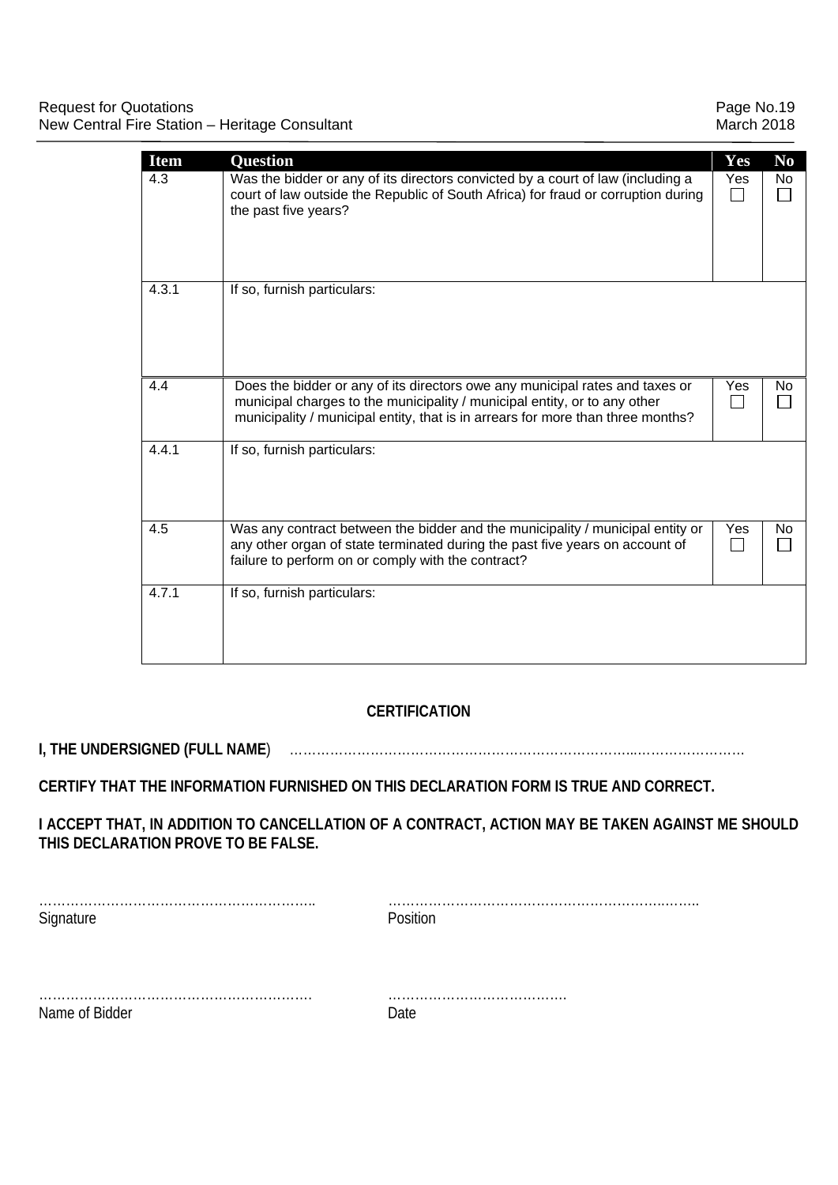| Item | Question | Yes | No |
|---|---|---|---|
| 4.3 | Was the bidder or any of its directors convicted by a court of law (including a court of law outside the Republic of South Africa) for fraud or corruption during the past five years? | Yes ☐ | No ☐ |
| 4.3.1 | If so, furnish particulars: | | |
| 4.4 | Does the bidder or any of its directors owe any municipal rates and taxes or municipal charges to the municipality / municipal entity, or to any other municipality / municipal entity, that is in arrears for more than three months? | Yes ☐ | No ☐ |
| 4.4.1 | If so, furnish particulars: | | |
| 4.5 | Was any contract between the bidder and the municipality / municipal entity or any other organ of state terminated during the past five years on account of failure to perform on or comply with the contract? | Yes ☐ | No ☐ |
| 4.7.1 | If so, furnish particulars: | | |

**CERTIFICATION**

**I, THE UNDERSIGNED (FULL NAME**) …………………………………………………………………...…………………….

**CERTIFY THAT THE INFORMATION FURNISHED ON THIS DECLARATION FORM IS TRUE AND CORRECT.**

**I ACCEPT THAT, IN ADDITION TO CANCELLATION OF A CONTRACT, ACTION MAY BE TAKEN AGAINST ME SHOULD THIS DECLARATION PROVE TO BE FALSE.**

……………………………………………………..
Signature

…………………………………………………..……..
Position

…………………………………………………….
Name of Bidder

………………………………….
Date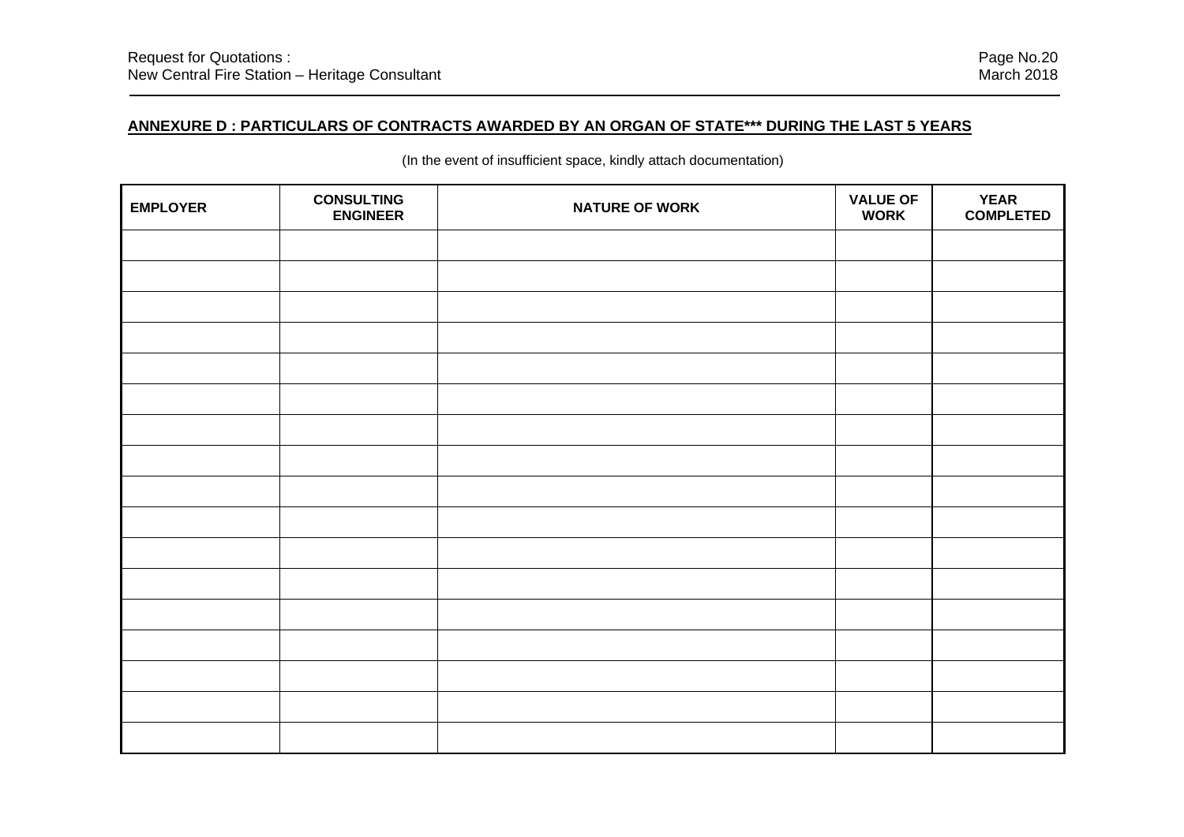## ANNEXURE D : PARTICULARS OF CONTRACTS AWARDED BY AN ORGAN OF STATE*** DURING THE LAST 5 YEARS

(In the event of insufficient space, kindly attach documentation)

| EMPLOYER | CONSULTING ENGINEER | NATURE OF WORK | VALUE OF WORK | YEAR COMPLETED |
|---|---|---|---|---|
| | | | | |
| | | | | |
| | | | | |
| | | | | |
| | | | | |
| | | | | |
| | | | | |
| | | | | |
| | | | | |
| | | | | |
| | | | | |
| | | | | |
| | | | | |
| | | | | |
| | | | | |
| | | | | |
| | | | | |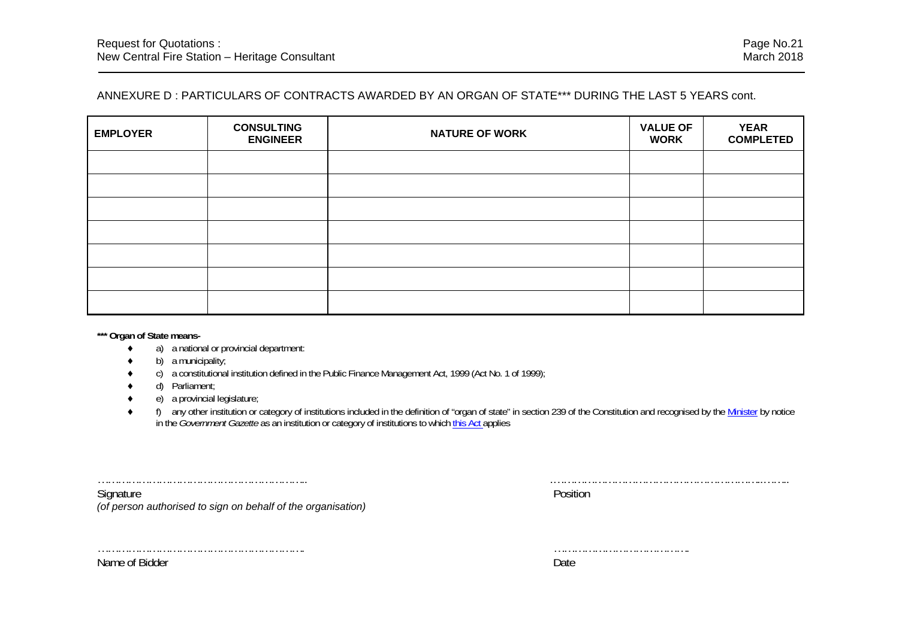## ANNEXURE D : PARTICULARS OF CONTRACTS AWARDED BY AN ORGAN OF STATE*** DURING THE LAST 5 YEARS cont.

| EMPLOYER | CONSULTING ENGINEER | NATURE OF WORK | VALUE OF WORK | YEAR COMPLETED |
|---|---|---|---|---|
| | | | | |
| | | | | |
| | | | | |
| | | | | |
| | | | | |
| | | | | |
| | | | | |

**\*\*\* Organ of State means-**

- a) a national or provincial department:
- b) a municipality;
- c) a constitutional institution defined in the Public Finance Management Act, 1999 (Act No. 1 of 1999);
- d) Parliament;
- e) a provincial legislature;
- f) any other institution or category of institutions included in the definition of "organ of state" in section 239 of the Constitution and recognised by the Minister by notice in the *Government Gazette* as an institution or category of institutions to which this Act applies

………………………………………………………
Signature
*(of person authorised to sign on behalf of the organisation)*

………………………………………………………….
Position

………………………………………………………
Name of Bidder

…………………………………..
Date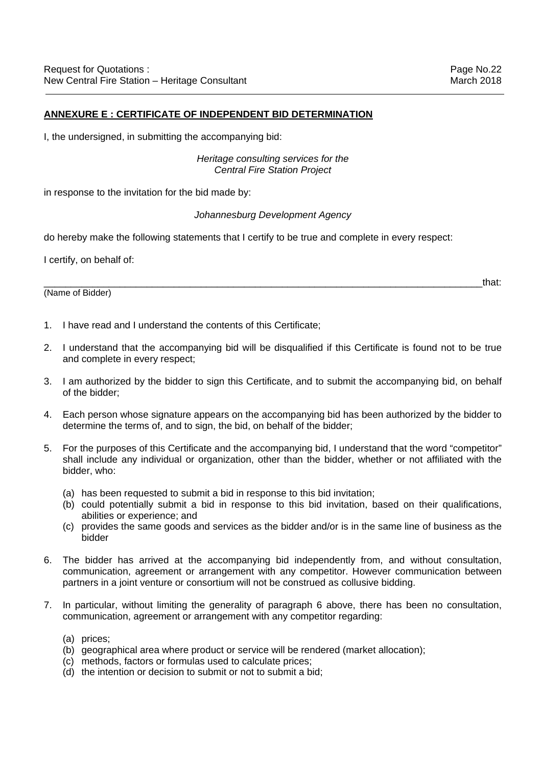## ANNEXURE E : CERTIFICATE OF INDEPENDENT BID DETERMINATION

I, the undersigned, in submitting the accompanying bid:

*Heritage consulting services for the Central Fire Station Project*

in response to the invitation for the bid made by:

*Johannesburg Development Agency*

do hereby make the following statements that I certify to be true and complete in every respect:

I certify, on behalf of:

_______________________________________________________________________________that:
(Name of Bidder)

1. I have read and I understand the contents of this Certificate;

2. I understand that the accompanying bid will be disqualified if this Certificate is found not to be true and complete in every respect;

3. I am authorized by the bidder to sign this Certificate, and to submit the accompanying bid, on behalf of the bidder;

4. Each person whose signature appears on the accompanying bid has been authorized by the bidder to determine the terms of, and to sign, the bid, on behalf of the bidder;

5. For the purposes of this Certificate and the accompanying bid, I understand that the word "competitor" shall include any individual or organization, other than the bidder, whether or not affiliated with the bidder, who:

   (a) has been requested to submit a bid in response to this bid invitation;
   (b) could potentially submit a bid in response to this bid invitation, based on their qualifications, abilities or experience; and
   (c) provides the same goods and services as the bidder and/or is in the same line of business as the bidder

6. The bidder has arrived at the accompanying bid independently from, and without consultation, communication, agreement or arrangement with any competitor. However communication between partners in a joint venture or consortium will not be construed as collusive bidding.

7. In particular, without limiting the generality of paragraph 6 above, there has been no consultation, communication, agreement or arrangement with any competitor regarding:

   (a) prices;
   (b) geographical area where product or service will be rendered (market allocation);
   (c) methods, factors or formulas used to calculate prices;
   (d) the intention or decision to submit or not to submit a bid;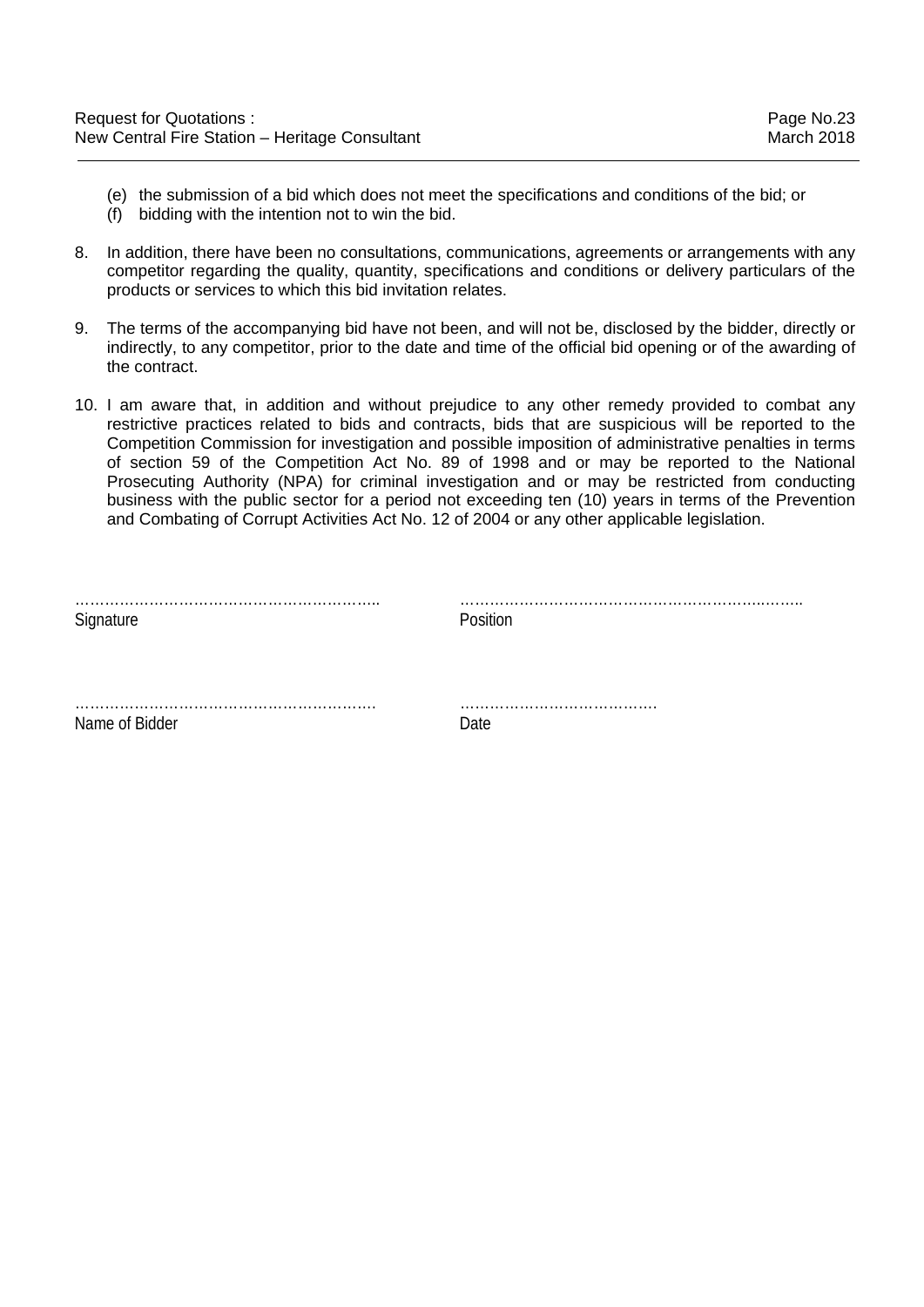(e) the submission of a bid which does not meet the specifications and conditions of the bid; or
(f) bidding with the intention not to win the bid.

8. In addition, there have been no consultations, communications, agreements or arrangements with any competitor regarding the quality, quantity, specifications and conditions or delivery particulars of the products or services to which this bid invitation relates.

9. The terms of the accompanying bid have not been, and will not be, disclosed by the bidder, directly or indirectly, to any competitor, prior to the date and time of the official bid opening or of the awarding of the contract.

10. I am aware that, in addition and without prejudice to any other remedy provided to combat any restrictive practices related to bids and contracts, bids that are suspicious will be reported to the Competition Commission for investigation and possible imposition of administrative penalties in terms of section 59 of the Competition Act No. 89 of 1998 and or may be reported to the National Prosecuting Authority (NPA) for criminal investigation and or may be restricted from conducting business with the public sector for a period not exceeding ten (10) years in terms of the Prevention and Combating of Corrupt Activities Act No. 12 of 2004 or any other applicable legislation.

| ………………………………………………….. | ………………………………………………….……. |
|---|---|
| Signature | Position |
| …………………………………………………. | …………………………………. |
| Name of Bidder | Date |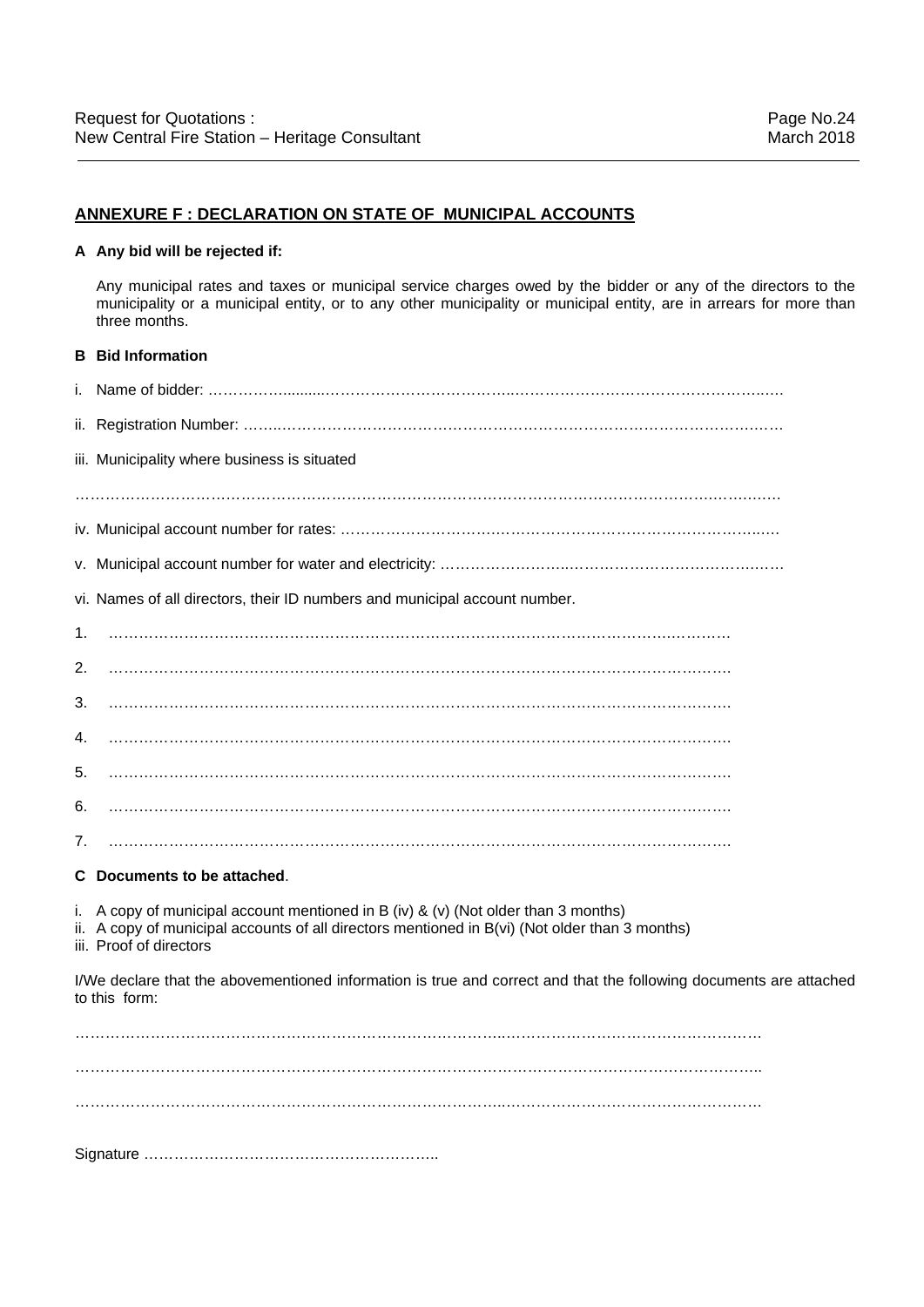## ANNEXURE F : DECLARATION ON STATE OF MUNICIPAL ACCOUNTS

**A Any bid will be rejected if:**

Any municipal rates and taxes or municipal service charges owed by the bidder or any of the directors to the municipality or a municipal entity, or to any other municipality or municipal entity, are in arrears for more than three months.

**B Bid Information**

i. Name of bidder: ……………........……………………………....……………………………………..….

ii. Registration Number: ……..……………………………………………………………………………….…

iii. Municipality where business is situated

……………………………………………………………………………………………………….….…..…

iv. Municipal account number for rates: ……………………….…..……………………………………….….

v. Municipal account number for water and electricity: ……………………..……………………………..….

vi. Names of all directors, their ID numbers and municipal account number.

1. ……………………………………………………………………………………………….……….

2. …………………………………………………………………………………………………………

3. …………………………………………………………………………………………………………

4. …………………………………………………………………………………………………………

5. …………………………………………………………………………………………………………

6. …………………………………………………………………………………………………………

7. …………………………………………………………………………………………………………

**C Documents to be attached**.

i. A copy of municipal account mentioned in B (iv) & (v) (Not older than 3 months)
ii. A copy of municipal accounts of all directors mentioned in B(vi) (Not older than 3 months)
iii. Proof of directors

I/We declare that the abovementioned information is true and correct and that the following documents are attached to this form:

…………………………………………………………………………..………………………………………

……………………………………………………………………………………………………………………..

…………………………………………………………………………..…………………………………………

Signature ……………………………………………………..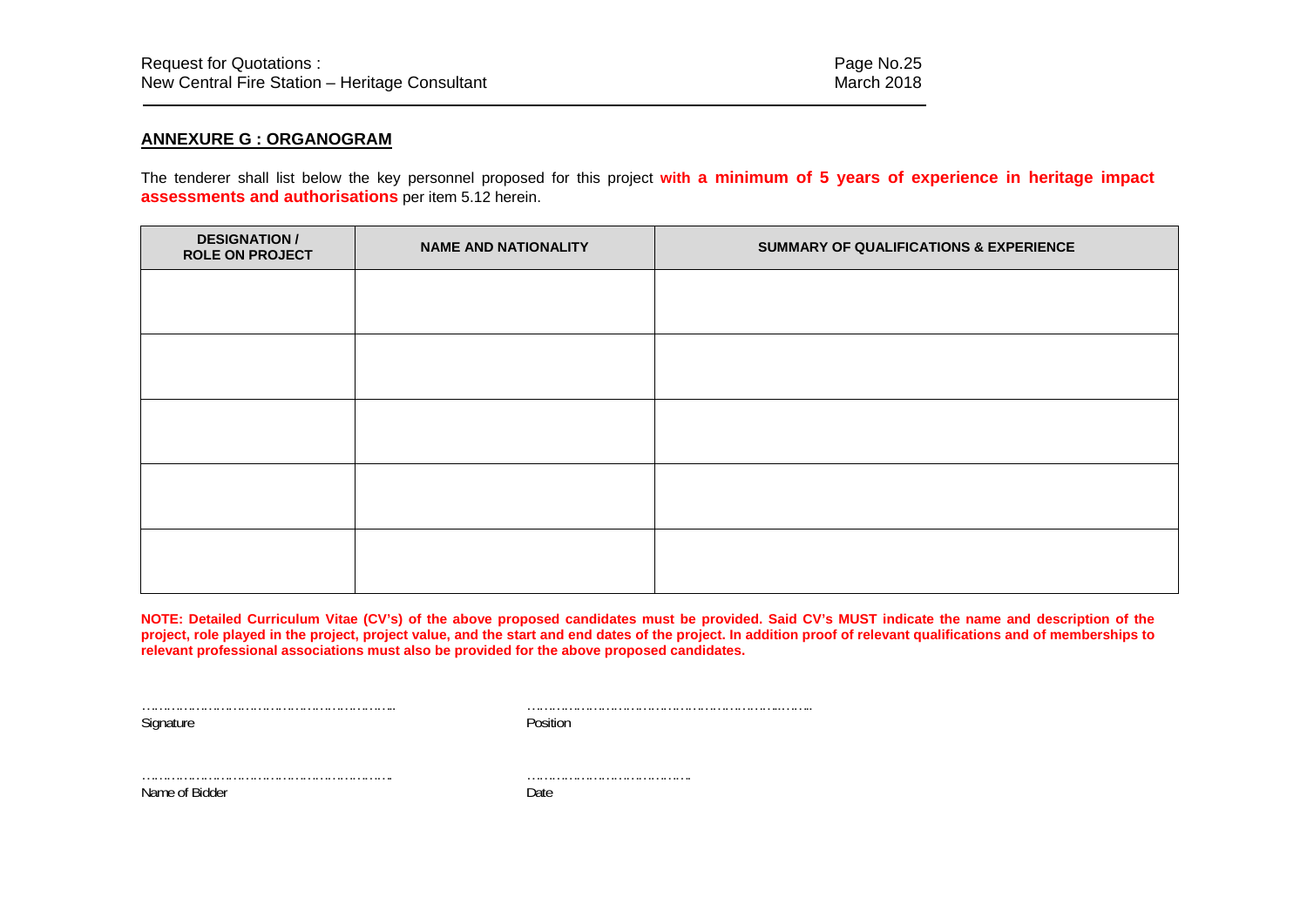## ANNEXURE G : ORGANOGRAM

The tenderer shall list below the key personnel proposed for this project **with a minimum of 5 years of experience in heritage impact assessments and authorisations** per item 5.12 herein.

| DESIGNATION / ROLE ON PROJECT | NAME AND NATIONALITY | SUMMARY OF QUALIFICATIONS & EXPERIENCE |
|---|---|---|
| | | |
| | | |
| | | |
| | | |
| | | |

**NOTE: Detailed Curriculum Vitae (CV's) of the above proposed candidates must be provided. Said CV's MUST indicate the name and description of the project, role played in the project, project value, and the start and end dates of the project. In addition proof of relevant qualifications and of memberships to relevant professional associations must also be provided for the above proposed candidates.**

……………………………………………………… ………………………………………………………
Signature Position

……………………………………………………… …………………………………
Name of Bidder Date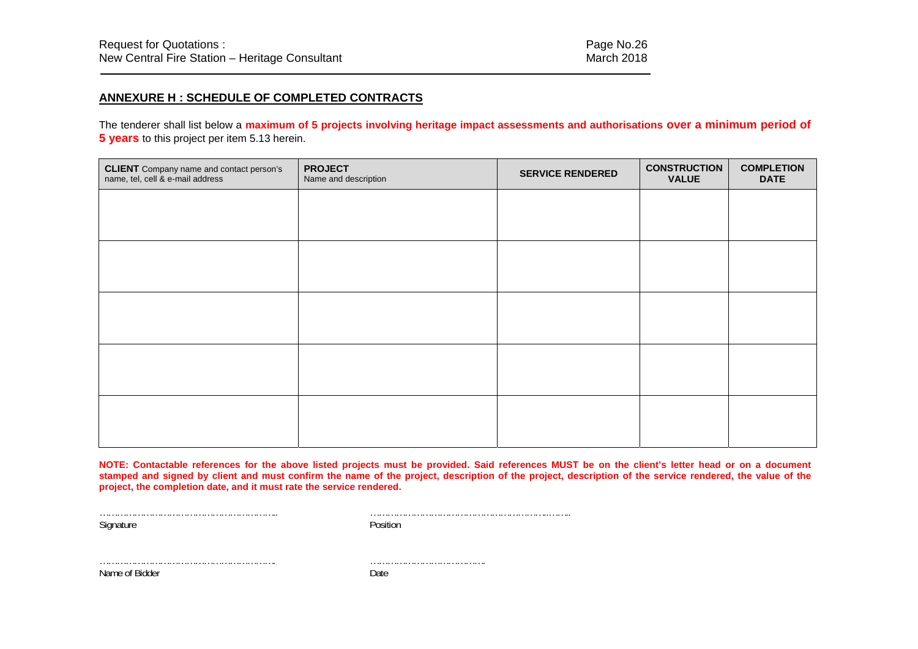## ANNEXURE H : SCHEDULE OF COMPLETED CONTRACTS

The tenderer shall list below a **maximum of 5 projects involving heritage impact assessments and authorisations over a minimum period of 5 years** to this project per item 5.13 herein.

| **CLIENT** Company name and contact person's name, tel, cell & e-mail address | **PROJECT** Name and description | **SERVICE RENDERED** | **CONSTRUCTION VALUE** | **COMPLETION DATE** |
|---|---|---|---|---|
| | | | | |
| | | | | |
| | | | | |
| | | | | |
| | | | | |

**NOTE: Contactable references for the above listed projects must be provided. Said references MUST be on the client's letter head or on a document stamped and signed by client and must confirm the name of the project, description of the project, description of the service rendered, the value of the project, the completion date, and it must rate the service rendered.**

……………………………………………………… ……………………………………………………………
Signature Position

……………………………………………………… …………………………………
Name of Bidder Date